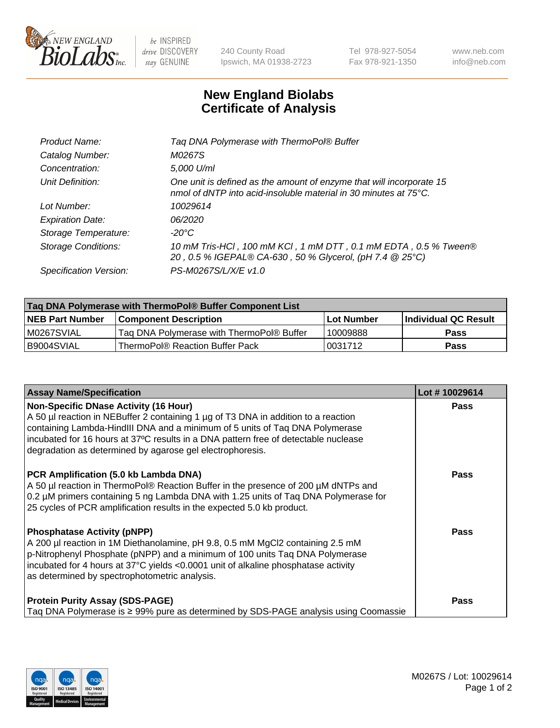New England Biolabs — be INSPIRED, drive DISCOVERY, stay GENUINE

240 County Road
Ipswich, MA 01938-2723

Tel 978-927-5054
Fax 978-921-1350

www.neb.com
info@neb.com

# New England Biolabs
# Certificate of Analysis

| | |
|---|---|
| *Product Name:* | *Taq DNA Polymerase with ThermoPol® Buffer* |
| *Catalog Number:* | *M0267S* |
| *Concentration:* | *5,000 U/ml* |
| *Unit Definition:* | *One unit is defined as the amount of enzyme that will incorporate 15 nmol of dNTP into acid-insoluble material in 30 minutes at 75°C.* |
| *Lot Number:* | *10029614* |
| *Expiration Date:* | *06/2020* |
| *Storage Temperature:* | *-20°C* |
| *Storage Conditions:* | *10 mM Tris-HCl , 100 mM KCl , 1 mM DTT , 0.1 mM EDTA , 0.5 % Tween® 20 , 0.5 % IGEPAL® CA-630 , 50 % Glycerol, (pH 7.4 @ 25°C)* |
| *Specification Version:* | *PS-M0267S/L/X/E v1.0* |

| Taq DNA Polymerase with ThermoPol® Buffer Component List | | | |
|---|---|---|---|
| **NEB Part Number** | **Component Description** | **Lot Number** | **Individual QC Result** |
| M0267SVIAL | Taq DNA Polymerase with ThermoPol® Buffer | 10009888 | **Pass** |
| B9004SVIAL | ThermoPol® Reaction Buffer Pack | 0031712 | **Pass** |

| Assay Name/Specification | Lot # 10029614 |
|---|---|
| **Non-Specific DNase Activity (16 Hour)** A 50 µl reaction in NEBuffer 2 containing 1 µg of T3 DNA in addition to a reaction containing Lambda-HindIII DNA and a minimum of 5 units of Taq DNA Polymerase incubated for 16 hours at 37ºC results in a DNA pattern free of detectable nuclease degradation as determined by agarose gel electrophoresis. | **Pass** |
| **PCR Amplification (5.0 kb Lambda DNA)** A 50 µl reaction in ThermoPol® Reaction Buffer in the presence of 200 µM dNTPs and 0.2 µM primers containing 5 ng Lambda DNA with 1.25 units of Taq DNA Polymerase for 25 cycles of PCR amplification results in the expected 5.0 kb product. | **Pass** |
| **Phosphatase Activity (pNPP)** A 200 µl reaction in 1M Diethanolamine, pH 9.8, 0.5 mM $MgCl_2$ containing 2.5 mM p-Nitrophenyl Phosphate (pNPP) and a minimum of 100 units Taq DNA Polymerase incubated for 4 hours at 37°C yields <0.0001 unit of alkaline phosphatase activity as determined by spectrophotometric analysis. | **Pass** |
| **Protein Purity Assay (SDS-PAGE)** Taq DNA Polymerase is ≥ 99% pure as determined by SDS-PAGE analysis using Coomassie | **Pass** |

M0267S / Lot: 10029614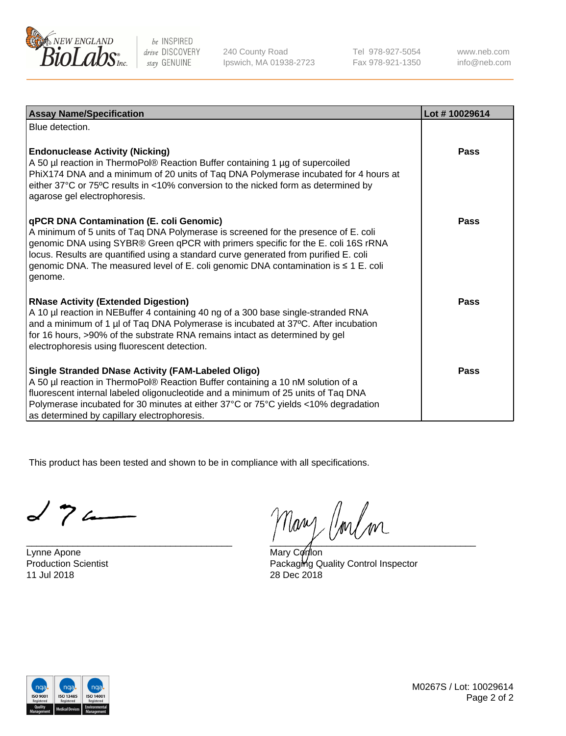| Assay Name/Specification | Lot # 10029614 |
|---|---|
| Blue detection. | |
| **Endonuclease Activity (Nicking)**<br>A 50 µl reaction in ThermoPol® Reaction Buffer containing 1 µg of supercoiled PhiX174 DNA and a minimum of 20 units of Taq DNA Polymerase incubated for 4 hours at either 37°C or 75ºC results in <10% conversion to the nicked form as determined by agarose gel electrophoresis. | **Pass** |
| **qPCR DNA Contamination (E. coli Genomic)**<br>A minimum of 5 units of Taq DNA Polymerase is screened for the presence of E. coli genomic DNA using SYBR® Green qPCR with primers specific for the E. coli 16S rRNA locus. Results are quantified using a standard curve generated from purified E. coli genomic DNA. The measured level of E. coli genomic DNA contamination is ≤ 1 E. coli genome. | **Pass** |
| **RNase Activity (Extended Digestion)**<br>A 10 µl reaction in NEBuffer 4 containing 40 ng of a 300 base single-stranded RNA and a minimum of 1 µl of Taq DNA Polymerase is incubated at 37ºC. After incubation for 16 hours, >90% of the substrate RNA remains intact as determined by gel electrophoresis using fluorescent detection. | **Pass** |
| **Single Stranded DNase Activity (FAM-Labeled Oligo)**<br>A 50 µl reaction in ThermoPol® Reaction Buffer containing a 10 nM solution of a fluorescent internal labeled oligonucleotide and a minimum of 25 units of Taq DNA Polymerase incubated for 30 minutes at either 37°C or 75°C yields <10% degradation as determined by capillary electrophoresis. | **Pass** |

This product has been tested and shown to be in compliance with all specifications.

Lynne Apone
Production Scientist
11 Jul 2018

Mary Conlon
Packaging Quality Control Inspector
28 Dec 2018

M0267S / Lot: 10029614